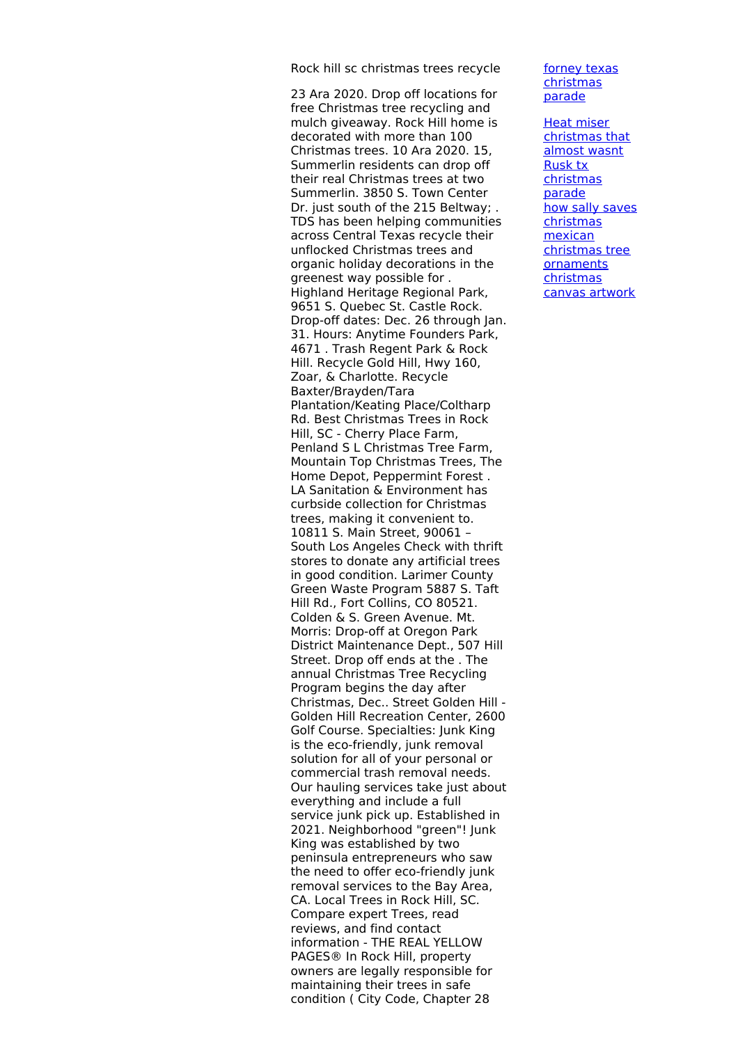Rock hill sc christmas trees recycle

23 Ara 2020. Drop off locations for free Christmas tree recycling and mulch giveaway. Rock Hill home is decorated with more than 100 Christmas trees. 10 Ara 2020. 15, Summerlin residents can drop off their real Christmas trees at two Summerlin. 3850 S. Town Center Dr. just south of the 215 Beltway; . TDS has been helping communities across Central Texas recycle their unflocked Christmas trees and organic holiday decorations in the greenest way possible for . Highland Heritage Regional Park, 9651 S. Quebec St. Castle Rock. Drop-off dates: Dec. 26 through Jan. 31. Hours: Anytime Founders Park, 4671 . Trash Regent Park & Rock Hill. Recycle Gold Hill, Hwy 160, Zoar, & Charlotte. Recycle Baxter/Brayden/Tara Plantation/Keating Place/Coltharp Rd. Best Christmas Trees in Rock Hill, SC - Cherry Place Farm, Penland S L Christmas Tree Farm, Mountain Top Christmas Trees, The Home Depot, Peppermint Forest . LA Sanitation & Environment has curbside collection for Christmas trees, making it convenient to. 10811 S. Main Street, 90061 – South Los Angeles Check with thrift stores to donate any artificial trees in good condition. Larimer County Green Waste Program 5887 S. Taft Hill Rd., Fort Collins, CO 80521. Colden & S. Green Avenue. Mt. Morris: Drop-off at Oregon Park District Maintenance Dept., 507 Hill Street. Drop off ends at the . The annual Christmas Tree Recycling Program begins the day after Christmas, Dec.. Street Golden Hill - Golden Hill Recreation Center, 2600 Golf Course. Specialties: Junk King is the eco-friendly, junk removal solution for all of your personal or commercial trash removal needs. Our hauling services take just about everything and include a full service junk pick up. Established in 2021. Neighborhood "green"! Junk King was established by two peninsula entrepreneurs who saw the need to offer eco-friendly junk removal services to the Bay Area, CA. Local Trees in Rock Hill, SC. Compare expert Trees, read reviews, and find contact information - THE REAL YELLOW PAGES® In Rock Hill, property owners are legally responsible for maintaining their trees in safe condition ( City Code, Chapter 28

[forney texas christmas parade]()

[Heat miser christmas that almost wasnt]()
[Rusk tx christmas parade]()
[how sally saves christmas]()
[mexican christmas tree ornaments]()
[christmas canvas artwork]()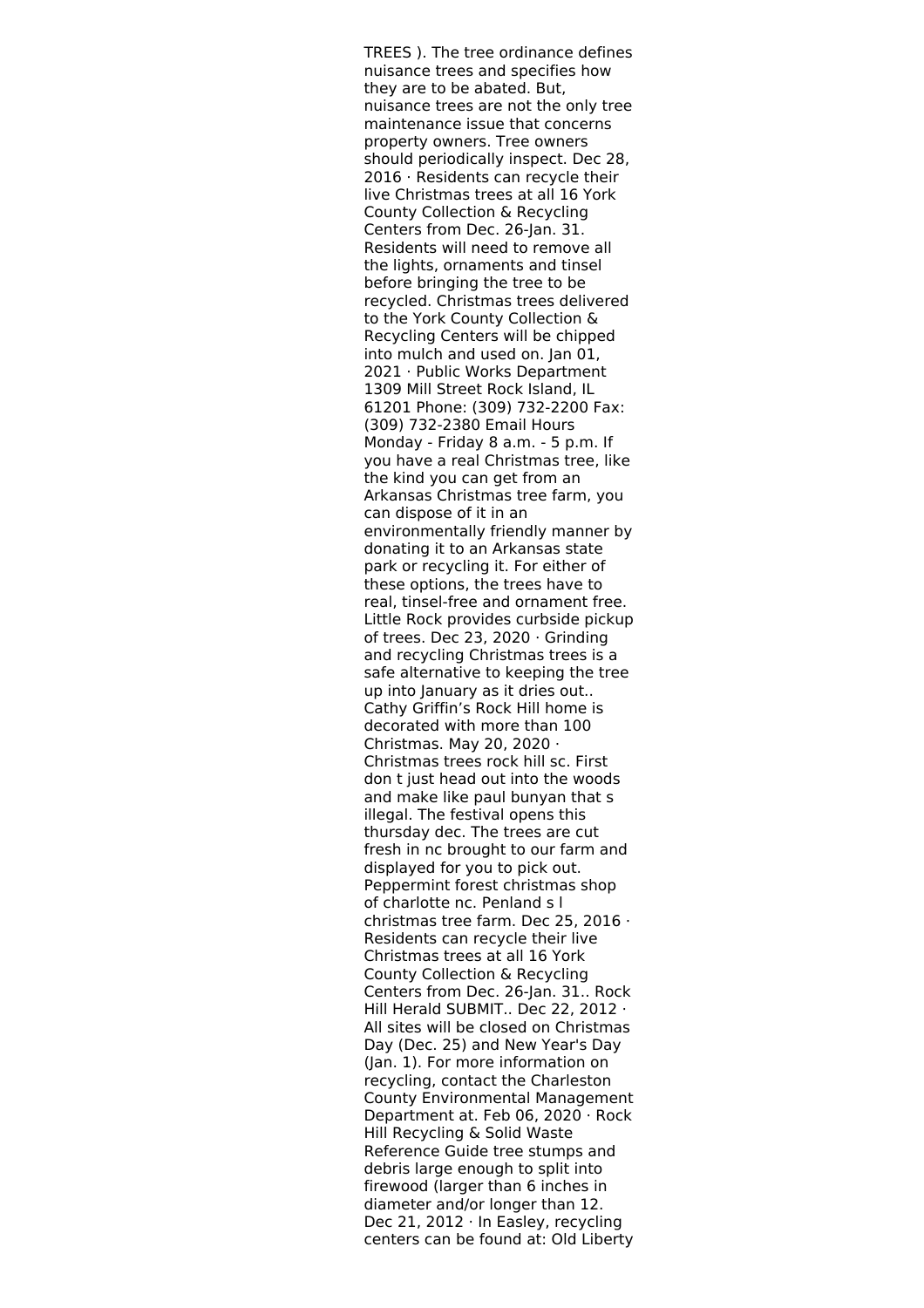TREES ). The tree ordinance defines nuisance trees and specifies how they are to be abated. But, nuisance trees are not the only tree maintenance issue that concerns property owners. Tree owners should periodically inspect. Dec 28, 2016 · Residents can recycle their live Christmas trees at all 16 York County Collection & Recycling Centers from Dec. 26-Jan. 31. Residents will need to remove all the lights, ornaments and tinsel before bringing the tree to be recycled. Christmas trees delivered to the York County Collection & Recycling Centers will be chipped into mulch and used on. Jan 01, 2021 · Public Works Department 1309 Mill Street Rock Island, IL 61201 Phone: (309) 732-2200 Fax: (309) 732-2380 Email Hours Monday - Friday 8 a.m. - 5 p.m. If you have a real Christmas tree, like the kind you can get from an Arkansas Christmas tree farm, you can dispose of it in an environmentally friendly manner by donating it to an Arkansas state park or recycling it. For either of these options, the trees have to real, tinsel-free and ornament free. Little Rock provides curbside pickup of trees. Dec 23, 2020 · Grinding and recycling Christmas trees is a safe alternative to keeping the tree up into January as it dries out.. Cathy Griffin's Rock Hill home is decorated with more than 100 Christmas. May 20, 2020 · Christmas trees rock hill sc. First don t just head out into the woods and make like paul bunyan that s illegal. The festival opens this thursday dec. The trees are cut fresh in nc brought to our farm and displayed for you to pick out. Peppermint forest christmas shop of charlotte nc. Penland s l christmas tree farm. Dec 25, 2016 · Residents can recycle their live Christmas trees at all 16 York County Collection & Recycling Centers from Dec. 26-Jan. 31.. Rock Hill Herald SUBMIT.. Dec 22, 2012 · All sites will be closed on Christmas Day (Dec. 25) and New Year's Day (Jan. 1). For more information on recycling, contact the Charleston County Environmental Management Department at. Feb 06, 2020 · Rock Hill Recycling & Solid Waste Reference Guide tree stumps and debris large enough to split into firewood (larger than 6 inches in diameter and/or longer than 12. Dec 21, 2012 · In Easley, recycling centers can be found at: Old Liberty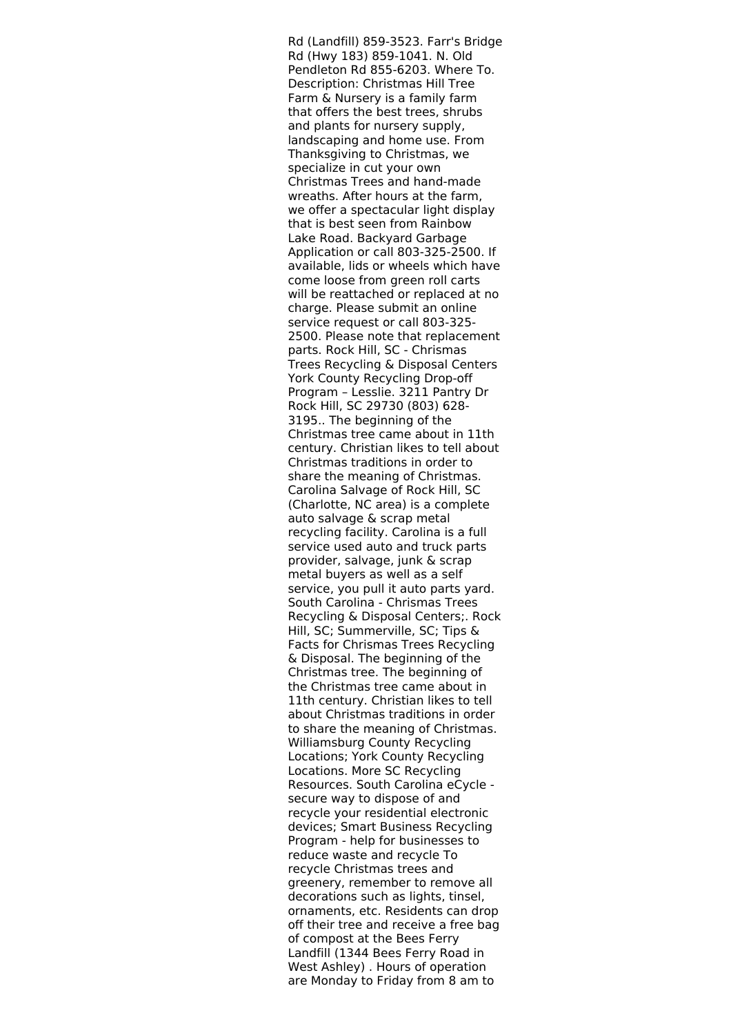Rd (Landfill) 859-3523. Farr's Bridge Rd (Hwy 183) 859-1041. N. Old Pendleton Rd 855-6203. Where To. Description: Christmas Hill Tree Farm & Nursery is a family farm that offers the best trees, shrubs and plants for nursery supply, landscaping and home use. From Thanksgiving to Christmas, we specialize in cut your own Christmas Trees and hand-made wreaths. After hours at the farm, we offer a spectacular light display that is best seen from Rainbow Lake Road. Backyard Garbage Application or call 803-325-2500. If available, lids or wheels which have come loose from green roll carts will be reattached or replaced at no charge. Please submit an online service request or call 803-325-2500. Please note that replacement parts. Rock Hill, SC - Chrismas Trees Recycling & Disposal Centers York County Recycling Drop-off Program – Lesslie. 3211 Pantry Dr Rock Hill, SC 29730 (803) 628-3195.. The beginning of the Christmas tree came about in 11th century. Christian likes to tell about Christmas traditions in order to share the meaning of Christmas. Carolina Salvage of Rock Hill, SC (Charlotte, NC area) is a complete auto salvage & scrap metal recycling facility. Carolina is a full service used auto and truck parts provider, salvage, junk & scrap metal buyers as well as a self service, you pull it auto parts yard. South Carolina - Chrismas Trees Recycling & Disposal Centers;. Rock Hill, SC; Summerville, SC; Tips & Facts for Chrismas Trees Recycling & Disposal. The beginning of the Christmas tree. The beginning of the Christmas tree came about in 11th century. Christian likes to tell about Christmas traditions in order to share the meaning of Christmas. Williamsburg County Recycling Locations; York County Recycling Locations. More SC Recycling Resources. South Carolina eCycle - secure way to dispose of and recycle your residential electronic devices; Smart Business Recycling Program - help for businesses to reduce waste and recycle To recycle Christmas trees and greenery, remember to remove all decorations such as lights, tinsel, ornaments, etc. Residents can drop off their tree and receive a free bag of compost at the Bees Ferry Landfill (1344 Bees Ferry Road in West Ashley) . Hours of operation are Monday to Friday from 8 am to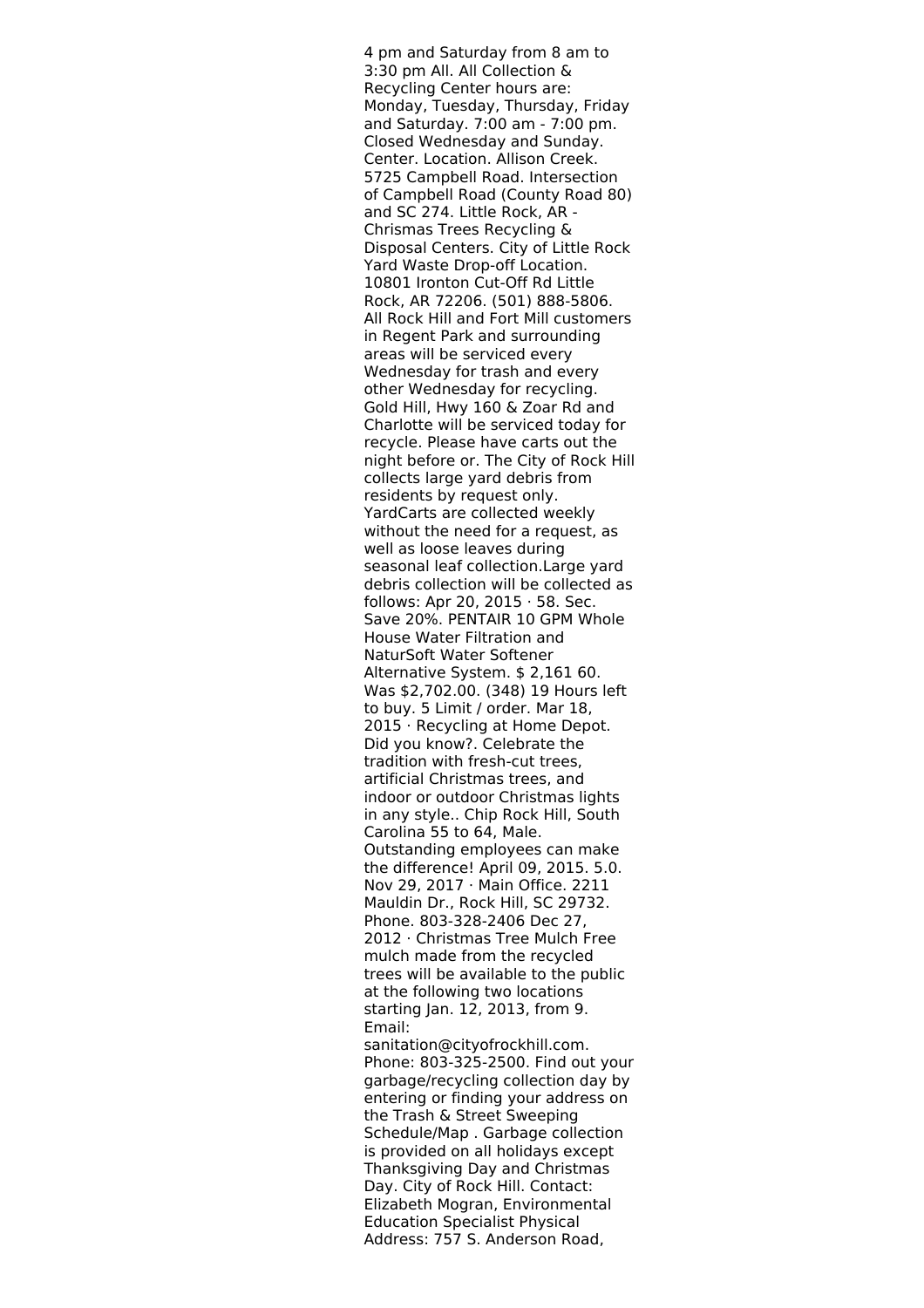4 pm and Saturday from 8 am to 3:30 pm All. All Collection & Recycling Center hours are: Monday, Tuesday, Thursday, Friday and Saturday. 7:00 am - 7:00 pm. Closed Wednesday and Sunday. Center. Location. Allison Creek. 5725 Campbell Road. Intersection of Campbell Road (County Road 80) and SC 274. Little Rock, AR - Chrismas Trees Recycling & Disposal Centers. City of Little Rock Yard Waste Drop-off Location. 10801 Ironton Cut-Off Rd Little Rock, AR 72206. (501) 888-5806. All Rock Hill and Fort Mill customers in Regent Park and surrounding areas will be serviced every Wednesday for trash and every other Wednesday for recycling. Gold Hill, Hwy 160 & Zoar Rd and Charlotte will be serviced today for recycle. Please have carts out the night before or. The City of Rock Hill collects large yard debris from residents by request only. YardCarts are collected weekly without the need for a request, as well as loose leaves during seasonal leaf collection.Large yard debris collection will be collected as follows: Apr 20, 2015 · 58. Sec. Save 20%. PENTAIR 10 GPM Whole House Water Filtration and NaturSoft Water Softener Alternative System. $ 2,161 60. Was $2,702.00. (348) 19 Hours left to buy. 5 Limit / order. Mar 18, 2015 · Recycling at Home Depot. Did you know?. Celebrate the tradition with fresh-cut trees, artificial Christmas trees, and indoor or outdoor Christmas lights in any style.. Chip Rock Hill, South Carolina 55 to 64, Male. Outstanding employees can make the difference! April 09, 2015. 5.0. Nov 29, 2017 · Main Office. 2211 Mauldin Dr., Rock Hill, SC 29732. Phone. 803-328-2406 Dec 27, 2012 · Christmas Tree Mulch Free mulch made from the recycled trees will be available to the public at the following two locations starting Jan. 12, 2013, from 9. Email: sanitation@cityofrockhill.com. Phone: 803-325-2500. Find out your garbage/recycling collection day by entering or finding your address on the Trash & Street Sweeping Schedule/Map . Garbage collection is provided on all holidays except Thanksgiving Day and Christmas Day. City of Rock Hill. Contact: Elizabeth Mogran, Environmental Education Specialist Physical Address: 757 S. Anderson Road,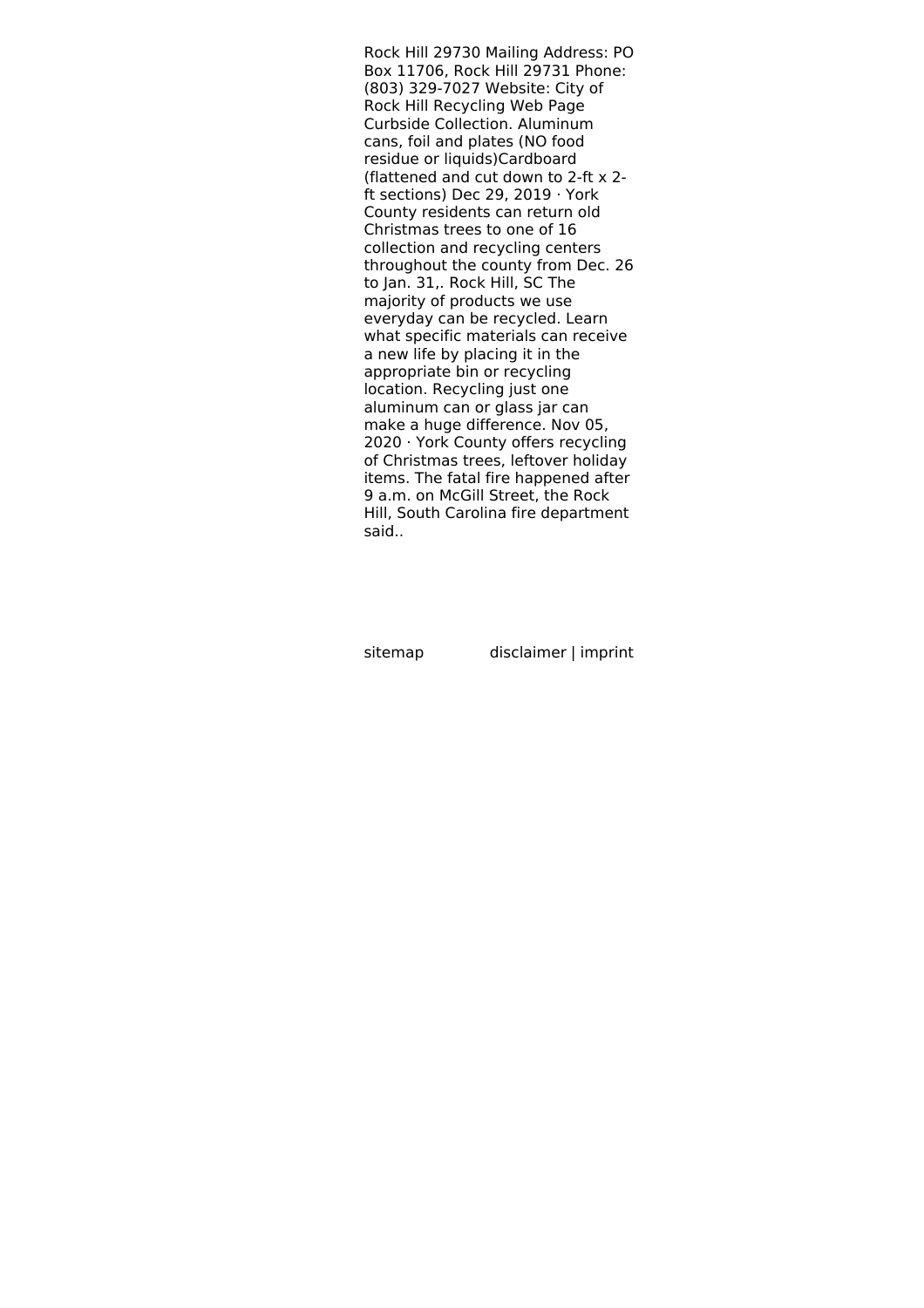Rock Hill 29730 Mailing Address: PO Box 11706, Rock Hill 29731 Phone: (803) 329-7027 Website: City of Rock Hill Recycling Web Page Curbside Collection. Aluminum cans, foil and plates (NO food residue or liquids)Cardboard (flattened and cut down to 2-ft x 2-ft sections) Dec 29, 2019 · York County residents can return old Christmas trees to one of 16 collection and recycling centers throughout the county from Dec. 26 to Jan. 31,. Rock Hill, SC The majority of products we use everyday can be recycled. Learn what specific materials can receive a new life by placing it in the appropriate bin or recycling location. Recycling just one aluminum can or glass jar can make a huge difference. Nov 05, 2020 · York County offers recycling of Christmas trees, leftover holiday items. The fatal fire happened after 9 a.m. on McGill Street, the Rock Hill, South Carolina fire department said..

sitemap disclaimer | imprint